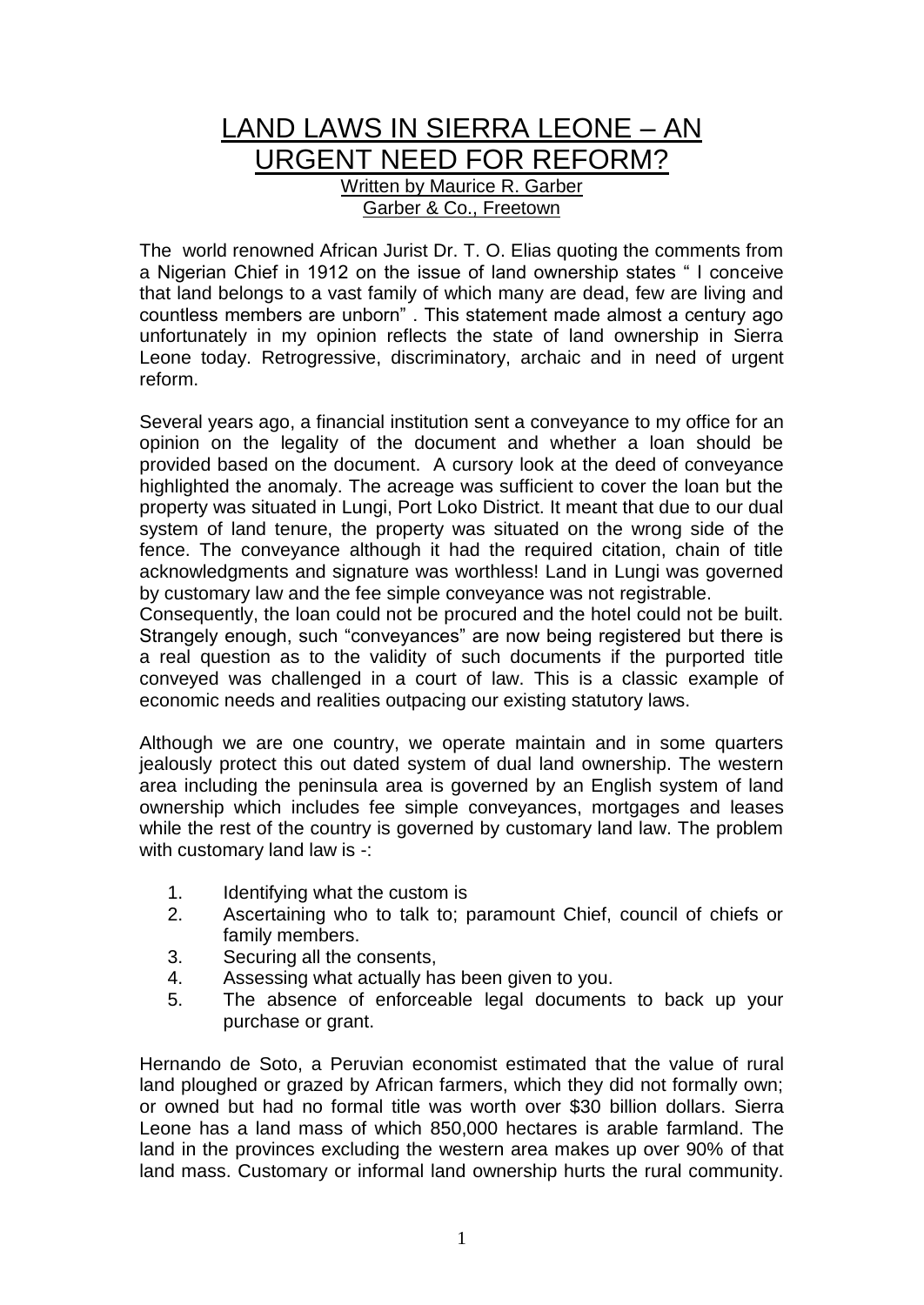# LAND LAWS IN SIERRA LEONE – AN URGENT NEED FOR REFORM?

Written by Maurice R. Garber
Garber & Co., Freetown

The world renowned African Jurist Dr. T. O. Elias quoting the comments from a Nigerian Chief in 1912 on the issue of land ownership states " I conceive that land belongs to a vast family of which many are dead, few are living and countless members are unborn" . This statement made almost a century ago unfortunately in my opinion reflects the state of land ownership in Sierra Leone today. Retrogressive, discriminatory, archaic and in need of urgent reform.

Several years ago, a financial institution sent a conveyance to my office for an opinion on the legality of the document and whether a loan should be provided based on the document. A cursory look at the deed of conveyance highlighted the anomaly. The acreage was sufficient to cover the loan but the property was situated in Lungi, Port Loko District. It meant that due to our dual system of land tenure, the property was situated on the wrong side of the fence. The conveyance although it had the required citation, chain of title acknowledgments and signature was worthless! Land in Lungi was governed by customary law and the fee simple conveyance was not registrable.
Consequently, the loan could not be procured and the hotel could not be built. Strangely enough, such "conveyances" are now being registered but there is a real question as to the validity of such documents if the purported title conveyed was challenged in a court of law. This is a classic example of economic needs and realities outpacing our existing statutory laws.

Although we are one country, we operate maintain and in some quarters jealously protect this out dated system of dual land ownership. The western area including the peninsula area is governed by an English system of land ownership which includes fee simple conveyances, mortgages and leases while the rest of the country is governed by customary land law. The problem with customary land law is -:

1. Identifying what the custom is
2. Ascertaining who to talk to; paramount Chief, council of chiefs or family members.
3. Securing all the consents,
4. Assessing what actually has been given to you.
5. The absence of enforceable legal documents to back up your purchase or grant.

Hernando de Soto, a Peruvian economist estimated that the value of rural land ploughed or grazed by African farmers, which they did not formally own; or owned but had no formal title was worth over $30 billion dollars. Sierra Leone has a land mass of which 850,000 hectares is arable farmland. The land in the provinces excluding the western area makes up over 90% of that land mass. Customary or informal land ownership hurts the rural community.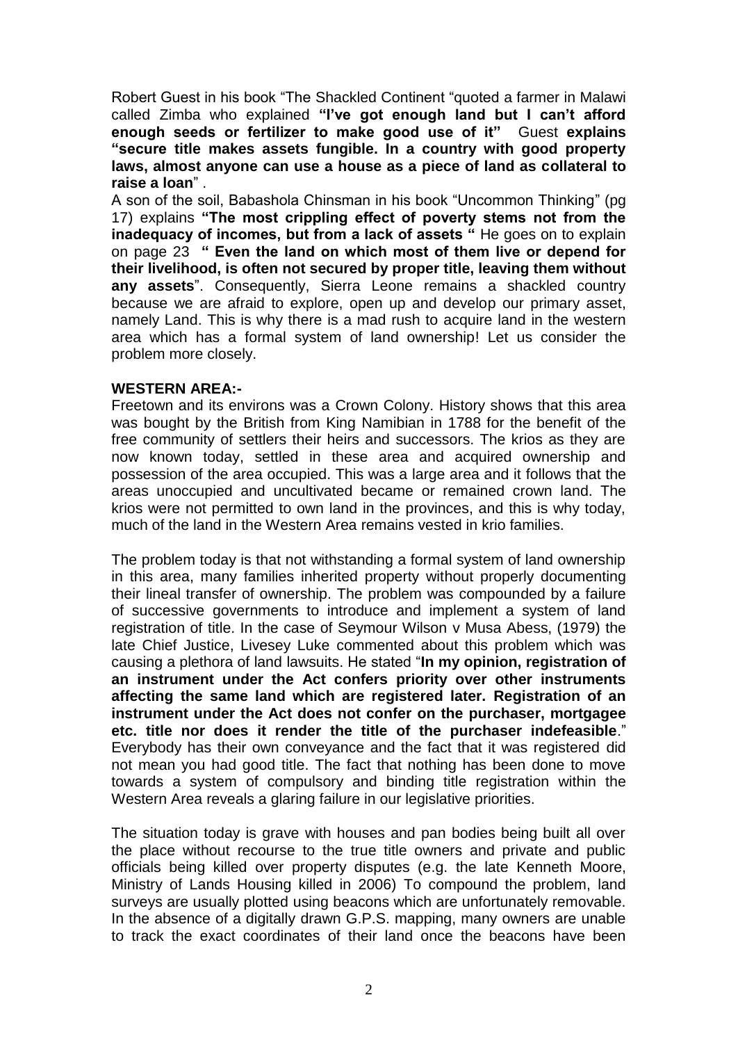Robert Guest in his book "The Shackled Continent "quoted a farmer in Malawi called Zimba who explained **"I've got enough land but I can't afford enough seeds or fertilizer to make good use of it"** Guest **explains "secure title makes assets fungible. In a country with good property laws, almost anyone can use a house as a piece of land as collateral to raise a loan**" .

A son of the soil, Babashola Chinsman in his book "Uncommon Thinking" (pg 17) explains **"The most crippling effect of poverty stems not from the inadequacy of incomes, but from a lack of assets "** He goes on to explain on page 23 **" Even the land on which most of them live or depend for their livelihood, is often not secured by proper title, leaving them without any assets**". Consequently, Sierra Leone remains a shackled country because we are afraid to explore, open up and develop our primary asset, namely Land. This is why there is a mad rush to acquire land in the western area which has a formal system of land ownership! Let us consider the problem more closely.

**WESTERN AREA:-**

Freetown and its environs was a Crown Colony. History shows that this area was bought by the British from King Namibian in 1788 for the benefit of the free community of settlers their heirs and successors. The krios as they are now known today, settled in these area and acquired ownership and possession of the area occupied. This was a large area and it follows that the areas unoccupied and uncultivated became or remained crown land. The krios were not permitted to own land in the provinces, and this is why today, much of the land in the Western Area remains vested in krio families.

The problem today is that not withstanding a formal system of land ownership in this area, many families inherited property without properly documenting their lineal transfer of ownership. The problem was compounded by a failure of successive governments to introduce and implement a system of land registration of title. In the case of Seymour Wilson v Musa Abess, (1979) the late Chief Justice, Livesey Luke commented about this problem which was causing a plethora of land lawsuits. He stated "**In my opinion, registration of an instrument under the Act confers priority over other instruments affecting the same land which are registered later. Registration of an instrument under the Act does not confer on the purchaser, mortgagee etc. title nor does it render the title of the purchaser indefeasible**." Everybody has their own conveyance and the fact that it was registered did not mean you had good title. The fact that nothing has been done to move towards a system of compulsory and binding title registration within the Western Area reveals a glaring failure in our legislative priorities.

The situation today is grave with houses and pan bodies being built all over the place without recourse to the true title owners and private and public officials being killed over property disputes (e.g. the late Kenneth Moore, Ministry of Lands Housing killed in 2006) To compound the problem, land surveys are usually plotted using beacons which are unfortunately removable. In the absence of a digitally drawn G.P.S. mapping, many owners are unable to track the exact coordinates of their land once the beacons have been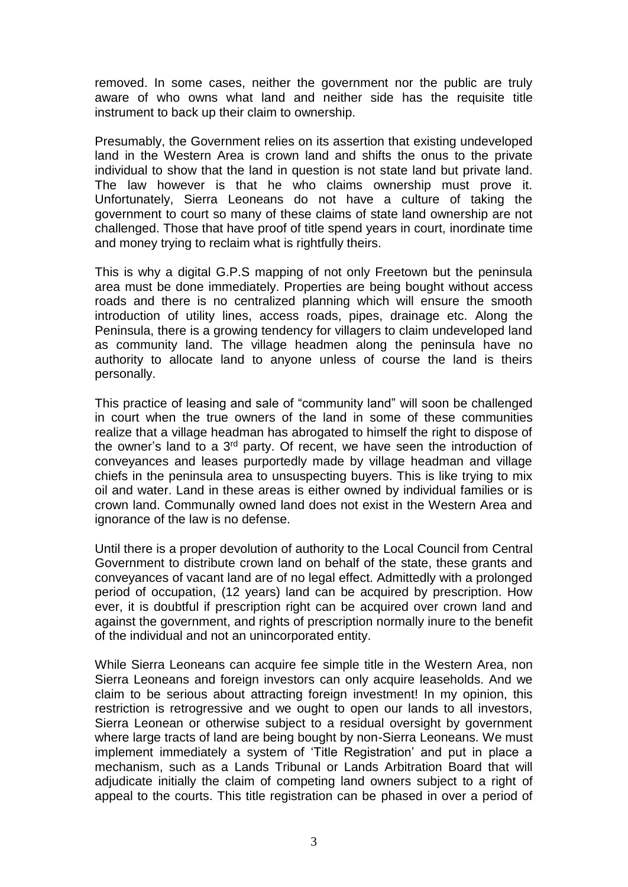removed. In some cases, neither the government nor the public are truly aware of who owns what land and neither side has the requisite title instrument to back up their claim to ownership.

Presumably, the Government relies on its assertion that existing undeveloped land in the Western Area is crown land and shifts the onus to the private individual to show that the land in question is not state land but private land. The law however is that he who claims ownership must prove it. Unfortunately, Sierra Leoneans do not have a culture of taking the government to court so many of these claims of state land ownership are not challenged. Those that have proof of title spend years in court, inordinate time and money trying to reclaim what is rightfully theirs.

This is why a digital G.P.S mapping of not only Freetown but the peninsula area must be done immediately. Properties are being bought without access roads and there is no centralized planning which will ensure the smooth introduction of utility lines, access roads, pipes, drainage etc. Along the Peninsula, there is a growing tendency for villagers to claim undeveloped land as community land. The village headmen along the peninsula have no authority to allocate land to anyone unless of course the land is theirs personally.

This practice of leasing and sale of "community land" will soon be challenged in court when the true owners of the land in some of these communities realize that a village headman has abrogated to himself the right to dispose of the owner's land to a 3rd party. Of recent, we have seen the introduction of conveyances and leases purportedly made by village headman and village chiefs in the peninsula area to unsuspecting buyers. This is like trying to mix oil and water. Land in these areas is either owned by individual families or is crown land. Communally owned land does not exist in the Western Area and ignorance of the law is no defense.

Until there is a proper devolution of authority to the Local Council from Central Government to distribute crown land on behalf of the state, these grants and conveyances of vacant land are of no legal effect. Admittedly with a prolonged period of occupation, (12 years) land can be acquired by prescription. How ever, it is doubtful if prescription right can be acquired over crown land and against the government, and rights of prescription normally inure to the benefit of the individual and not an unincorporated entity.

While Sierra Leoneans can acquire fee simple title in the Western Area, non Sierra Leoneans and foreign investors can only acquire leaseholds. And we claim to be serious about attracting foreign investment! In my opinion, this restriction is retrogressive and we ought to open our lands to all investors, Sierra Leonean or otherwise subject to a residual oversight by government where large tracts of land are being bought by non-Sierra Leoneans. We must implement immediately a system of 'Title Registration' and put in place a mechanism, such as a Lands Tribunal or Lands Arbitration Board that will adjudicate initially the claim of competing land owners subject to a right of appeal to the courts. This title registration can be phased in over a period of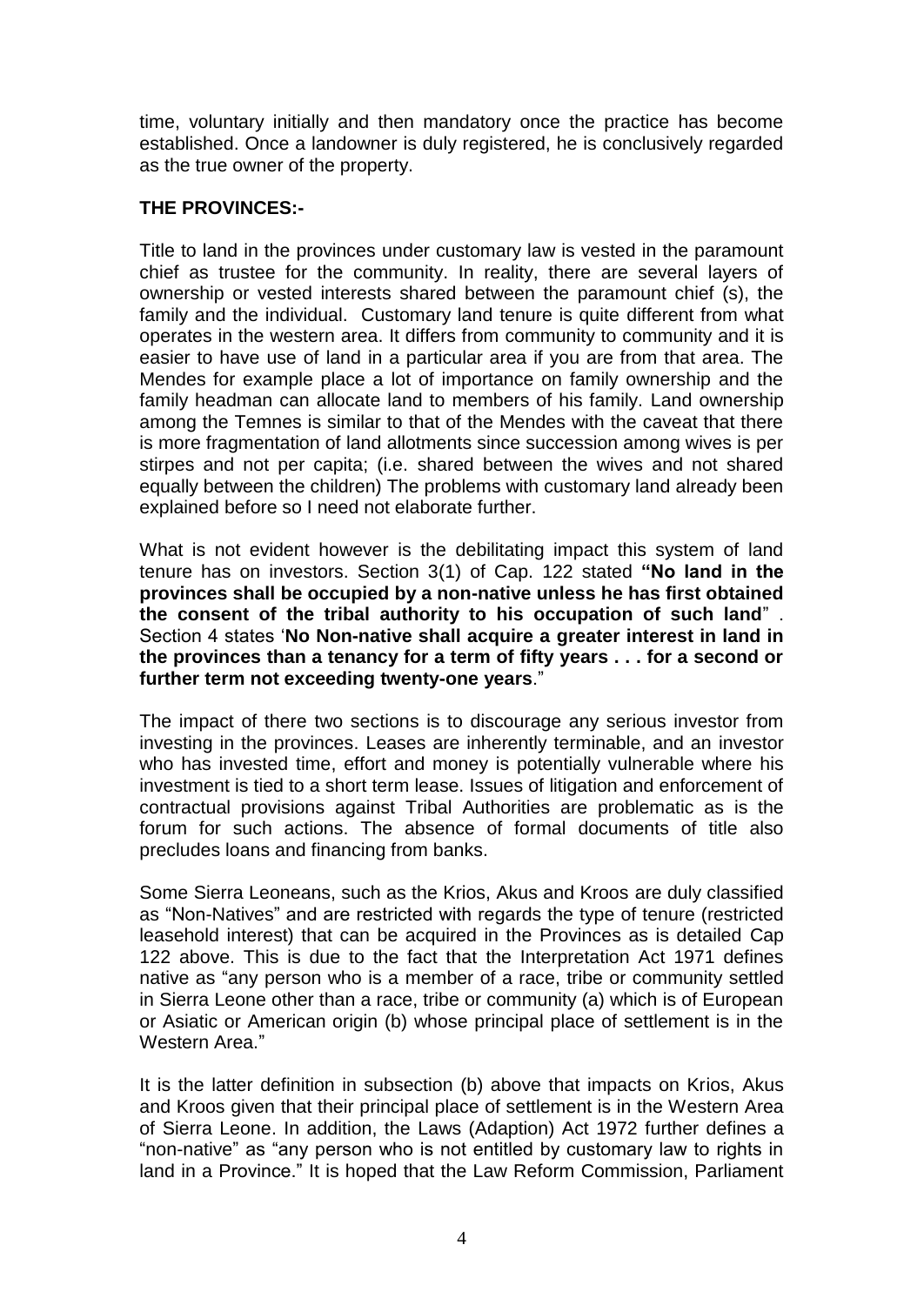time, voluntary initially and then mandatory once the practice has become established. Once a landowner is duly registered, he is conclusively regarded as the true owner of the property.

**THE PROVINCES:-**

Title to land in the provinces under customary law is vested in the paramount chief as trustee for the community. In reality, there are several layers of ownership or vested interests shared between the paramount chief (s), the family and the individual. Customary land tenure is quite different from what operates in the western area. It differs from community to community and it is easier to have use of land in a particular area if you are from that area. The Mendes for example place a lot of importance on family ownership and the family headman can allocate land to members of his family. Land ownership among the Temnes is similar to that of the Mendes with the caveat that there is more fragmentation of land allotments since succession among wives is per stirpes and not per capita; (i.e. shared between the wives and not shared equally between the children) The problems with customary land already been explained before so I need not elaborate further.

What is not evident however is the debilitating impact this system of land tenure has on investors. Section 3(1) of Cap. 122 stated **"No land in the provinces shall be occupied by a non-native unless he has first obtained the consent of the tribal authority to his occupation of such land"** . Section 4 states '**No Non-native shall acquire a greater interest in land in the provinces than a tenancy for a term of fifty years . . . for a second or further term not exceeding twenty-one years**."

The impact of there two sections is to discourage any serious investor from investing in the provinces. Leases are inherently terminable, and an investor who has invested time, effort and money is potentially vulnerable where his investment is tied to a short term lease. Issues of litigation and enforcement of contractual provisions against Tribal Authorities are problematic as is the forum for such actions. The absence of formal documents of title also precludes loans and financing from banks.

Some Sierra Leoneans, such as the Krios, Akus and Kroos are duly classified as "Non-Natives" and are restricted with regards the type of tenure (restricted leasehold interest) that can be acquired in the Provinces as is detailed Cap 122 above. This is due to the fact that the Interpretation Act 1971 defines native as "any person who is a member of a race, tribe or community settled in Sierra Leone other than a race, tribe or community (a) which is of European or Asiatic or American origin (b) whose principal place of settlement is in the Western Area."

It is the latter definition in subsection (b) above that impacts on Krios, Akus and Kroos given that their principal place of settlement is in the Western Area of Sierra Leone. In addition, the Laws (Adaption) Act 1972 further defines a "non-native" as "any person who is not entitled by customary law to rights in land in a Province." It is hoped that the Law Reform Commission, Parliament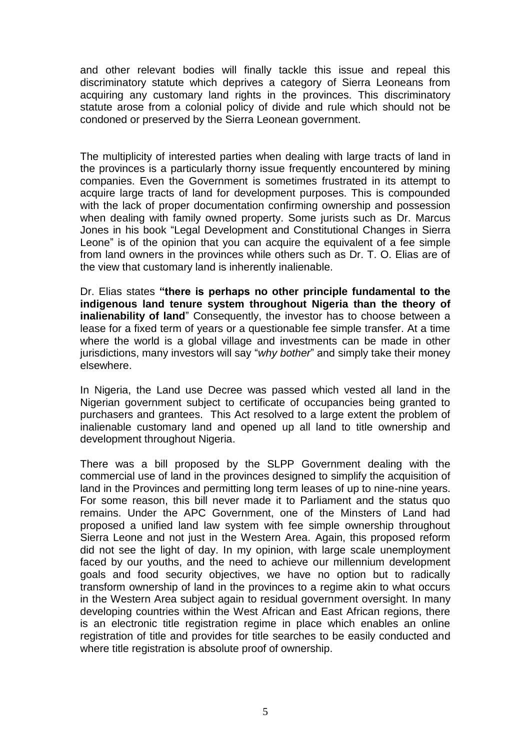and other relevant bodies will finally tackle this issue and repeal this discriminatory statute which deprives a category of Sierra Leoneans from acquiring any customary land rights in the provinces. This discriminatory statute arose from a colonial policy of divide and rule which should not be condoned or preserved by the Sierra Leonean government.

The multiplicity of interested parties when dealing with large tracts of land in the provinces is a particularly thorny issue frequently encountered by mining companies. Even the Government is sometimes frustrated in its attempt to acquire large tracts of land for development purposes. This is compounded with the lack of proper documentation confirming ownership and possession when dealing with family owned property. Some jurists such as Dr. Marcus Jones in his book "Legal Development and Constitutional Changes in Sierra Leone" is of the opinion that you can acquire the equivalent of a fee simple from land owners in the provinces while others such as Dr. T. O. Elias are of the view that customary land is inherently inalienable.

Dr. Elias states **"there is perhaps no other principle fundamental to the indigenous land tenure system throughout Nigeria than the theory of inalienability of land**" Consequently, the investor has to choose between a lease for a fixed term of years or a questionable fee simple transfer. At a time where the world is a global village and investments can be made in other jurisdictions, many investors will say "*why bother*" and simply take their money elsewhere.

In Nigeria, the Land use Decree was passed which vested all land in the Nigerian government subject to certificate of occupancies being granted to purchasers and grantees. This Act resolved to a large extent the problem of inalienable customary land and opened up all land to title ownership and development throughout Nigeria.

There was a bill proposed by the SLPP Government dealing with the commercial use of land in the provinces designed to simplify the acquisition of land in the Provinces and permitting long term leases of up to nine-nine years. For some reason, this bill never made it to Parliament and the status quo remains. Under the APC Government, one of the Minsters of Land had proposed a unified land law system with fee simple ownership throughout Sierra Leone and not just in the Western Area. Again, this proposed reform did not see the light of day. In my opinion, with large scale unemployment faced by our youths, and the need to achieve our millennium development goals and food security objectives, we have no option but to radically transform ownership of land in the provinces to a regime akin to what occurs in the Western Area subject again to residual government oversight. In many developing countries within the West African and East African regions, there is an electronic title registration regime in place which enables an online registration of title and provides for title searches to be easily conducted and where title registration is absolute proof of ownership.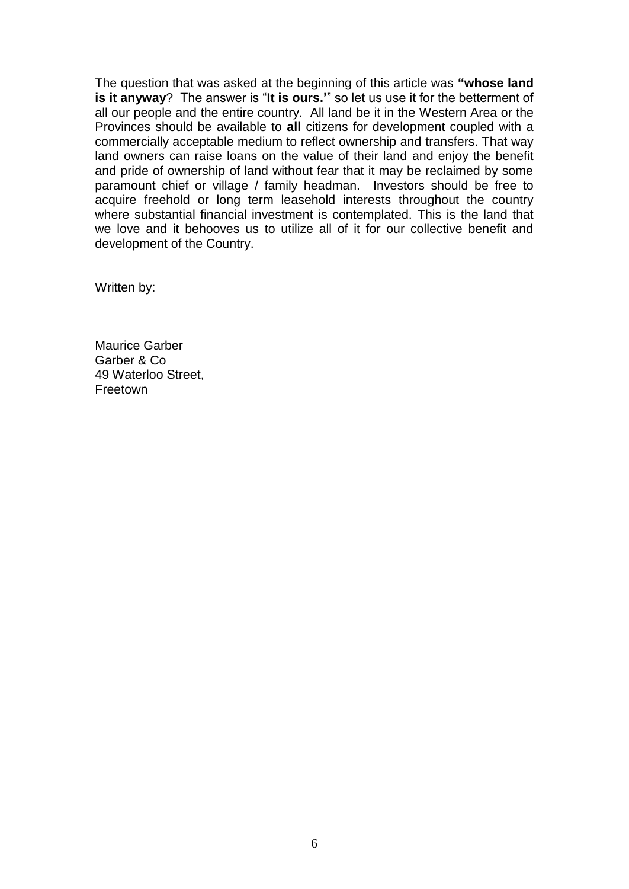The question that was asked at the beginning of this article was **"whose land is it anyway**? The answer is "**It is ours.'**" so let us use it for the betterment of all our people and the entire country. All land be it in the Western Area or the Provinces should be available to **all** citizens for development coupled with a commercially acceptable medium to reflect ownership and transfers. That way land owners can raise loans on the value of their land and enjoy the benefit and pride of ownership of land without fear that it may be reclaimed by some paramount chief or village / family headman. Investors should be free to acquire freehold or long term leasehold interests throughout the country where substantial financial investment is contemplated. This is the land that we love and it behooves us to utilize all of it for our collective benefit and development of the Country.

Written by:

Maurice Garber
Garber & Co
49 Waterloo Street,
Freetown